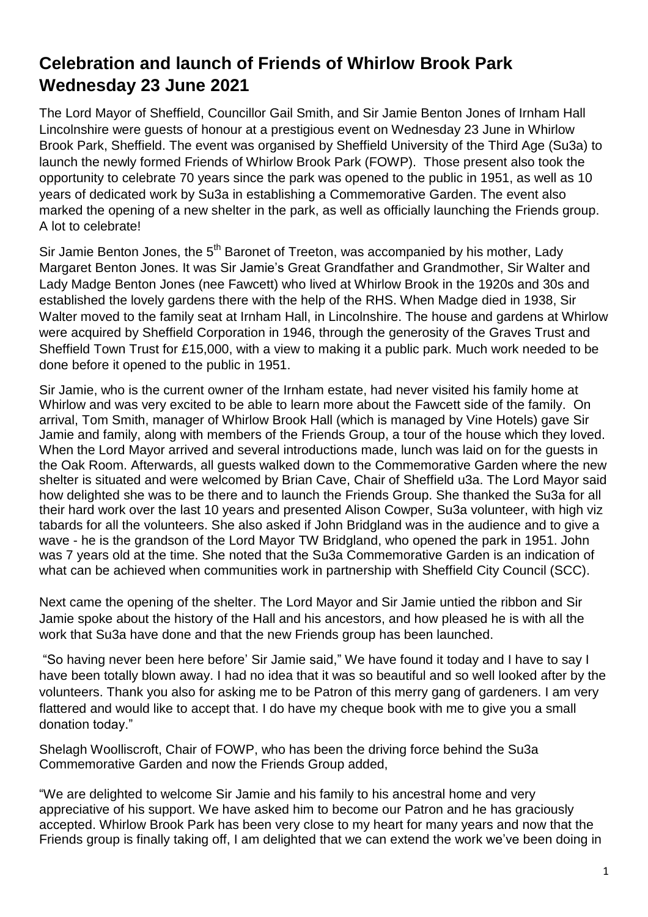# Celebration and launch of Friends of Whirlow Brook Park Wednesday 23 June 2021

The Lord Mayor of Sheffield, Councillor Gail Smith, and Sir Jamie Benton Jones of Irnham Hall Lincolnshire were guests of honour at a prestigious event on Wednesday 23 June in Whirlow Brook Park, Sheffield. The event was organised by Sheffield University of the Third Age (Su3a) to launch the newly formed Friends of Whirlow Brook Park (FOWP). Those present also took the opportunity to celebrate 70 years since the park was opened to the public in 1951, as well as 10 years of dedicated work by Su3a in establishing a Commemorative Garden. The event also marked the opening of a new shelter in the park, as well as officially launching the Friends group. A lot to celebrate!

Sir Jamie Benton Jones, the 5th Baronet of Treeton, was accompanied by his mother, Lady Margaret Benton Jones. It was Sir Jamie's Great Grandfather and Grandmother, Sir Walter and Lady Madge Benton Jones (nee Fawcett) who lived at Whirlow Brook in the 1920s and 30s and established the lovely gardens there with the help of the RHS. When Madge died in 1938, Sir Walter moved to the family seat at Irnham Hall, in Lincolnshire. The house and gardens at Whirlow were acquired by Sheffield Corporation in 1946, through the generosity of the Graves Trust and Sheffield Town Trust for £15,000, with a view to making it a public park. Much work needed to be done before it opened to the public in 1951.

Sir Jamie, who is the current owner of the Irnham estate, had never visited his family home at Whirlow and was very excited to be able to learn more about the Fawcett side of the family. On arrival, Tom Smith, manager of Whirlow Brook Hall (which is managed by Vine Hotels) gave Sir Jamie and family, along with members of the Friends Group, a tour of the house which they loved. When the Lord Mayor arrived and several introductions made, lunch was laid on for the guests in the Oak Room. Afterwards, all guests walked down to the Commemorative Garden where the new shelter is situated and were welcomed by Brian Cave, Chair of Sheffield u3a. The Lord Mayor said how delighted she was to be there and to launch the Friends Group. She thanked the Su3a for all their hard work over the last 10 years and presented Alison Cowper, Su3a volunteer, with high viz tabards for all the volunteers. She also asked if John Bridgland was in the audience and to give a wave - he is the grandson of the Lord Mayor TW Bridgland, who opened the park in 1951. John was 7 years old at the time. She noted that the Su3a Commemorative Garden is an indication of what can be achieved when communities work in partnership with Sheffield City Council (SCC).

Next came the opening of the shelter. The Lord Mayor and Sir Jamie untied the ribbon and Sir Jamie spoke about the history of the Hall and his ancestors, and how pleased he is with all the work that Su3a have done and that the new Friends group has been launched.

"So having never been here before' Sir Jamie said," We have found it today and I have to say I have been totally blown away. I had no idea that it was so beautiful and so well looked after by the volunteers. Thank you also for asking me to be Patron of this merry gang of gardeners. I am very flattered and would like to accept that. I do have my cheque book with me to give you a small donation today."

Shelagh Woolliscroft, Chair of FOWP, who has been the driving force behind the Su3a Commemorative Garden and now the Friends Group added,

"We are delighted to welcome Sir Jamie and his family to his ancestral home and very appreciative of his support. We have asked him to become our Patron and he has graciously accepted. Whirlow Brook Park has been very close to my heart for many years and now that the Friends group is finally taking off, I am delighted that we can extend the work we've been doing in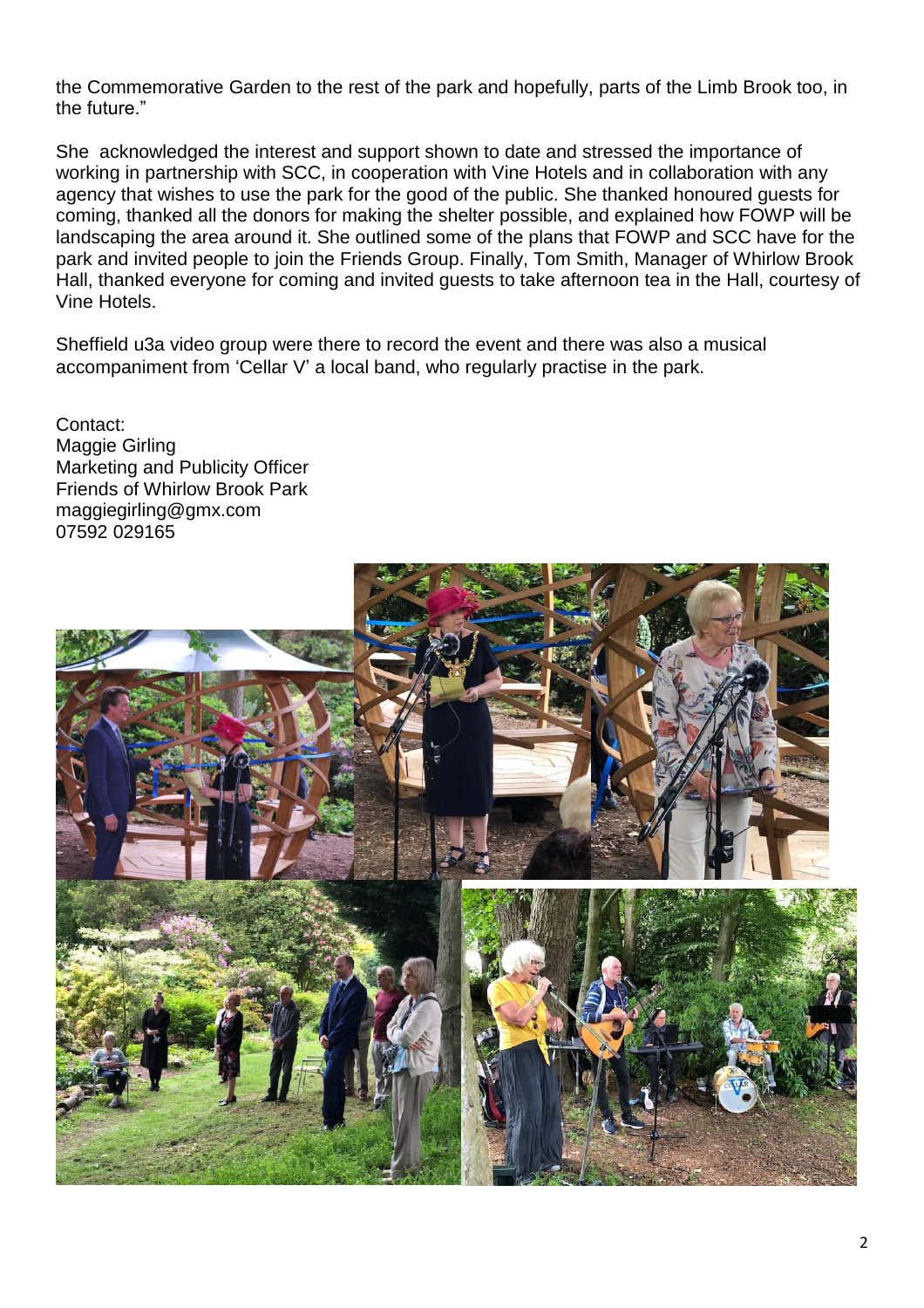the Commemorative Garden to the rest of the park and hopefully, parts of the Limb Brook too, in the future."

She acknowledged the interest and support shown to date and stressed the importance of working in partnership with SCC, in cooperation with Vine Hotels and in collaboration with any agency that wishes to use the park for the good of the public. She thanked honoured guests for coming, thanked all the donors for making the shelter possible, and explained how FOWP will be landscaping the area around it. She outlined some of the plans that FOWP and SCC have for the park and invited people to join the Friends Group. Finally, Tom Smith, Manager of Whirlow Brook Hall, thanked everyone for coming and invited guests to take afternoon tea in the Hall, courtesy of Vine Hotels.

Sheffield u3a video group were there to record the event and there was also a musical accompaniment from 'Cellar V' a local band, who regularly practise in the park.

Contact:
Maggie Girling
Marketing and Publicity Officer
Friends of Whirlow Brook Park
maggiegirling@gmx.com
07592 029165